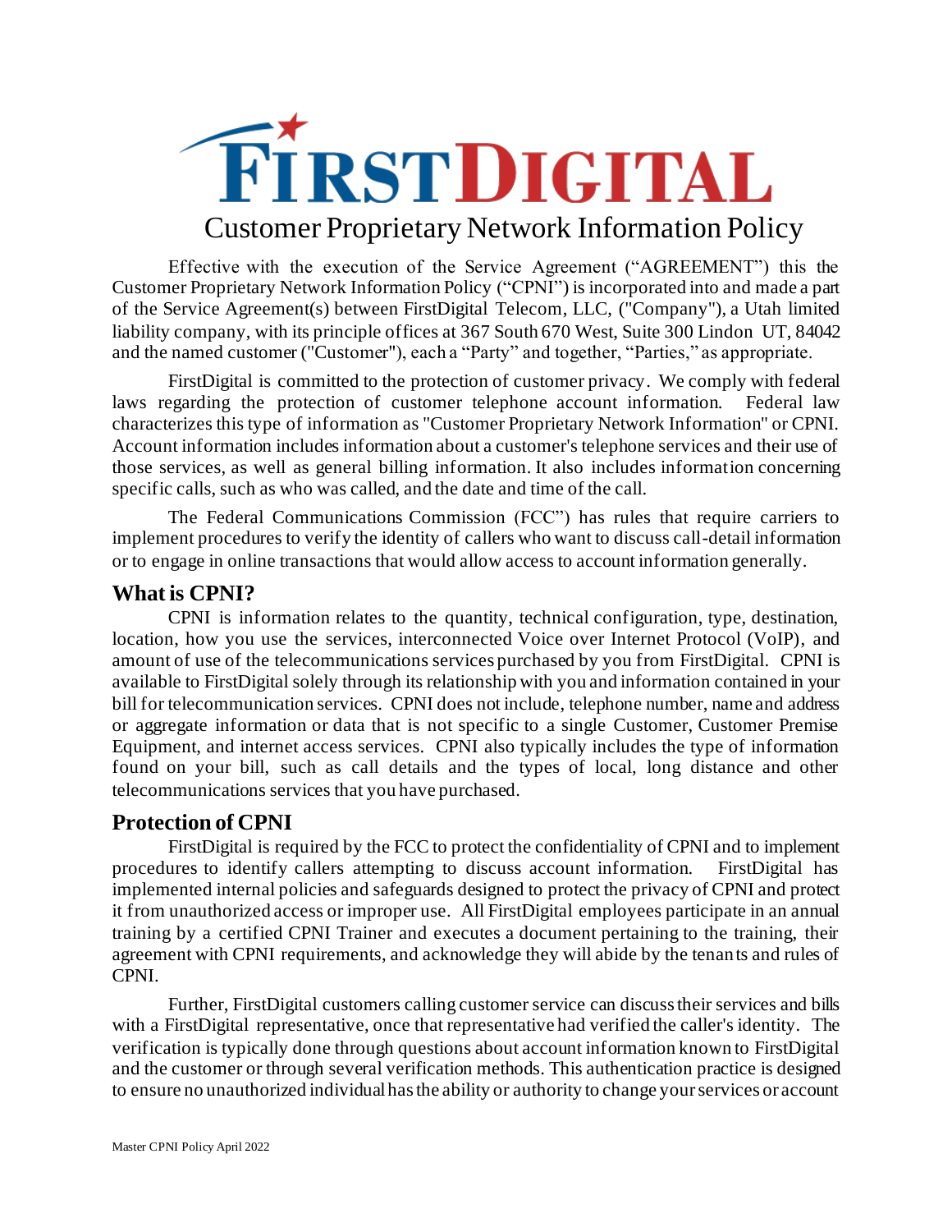# FIRSTDIGITAL

## Customer Proprietary Network Information Policy

Effective with the execution of the Service Agreement ("AGREEMENT") this the Customer Proprietary Network Information Policy ("CPNI") is incorporated into and made a part of the Service Agreement(s) between FirstDigital Telecom, LLC, ("Company"), a Utah limited liability company, with its principle offices at 367 South 670 West, Suite 300 Lindon UT, 84042 and the named customer ("Customer"), each a "Party" and together, "Parties," as appropriate.

FirstDigital is committed to the protection of customer privacy. We comply with federal laws regarding the protection of customer telephone account information. Federal law characterizes this type of information as "Customer Proprietary Network Information" or CPNI. Account information includes information about a customer's telephone services and their use of those services, as well as general billing information. It also includes information concerning specific calls, such as who was called, and the date and time of the call.

The Federal Communications Commission (FCC") has rules that require carriers to implement procedures to verify the identity of callers who want to discuss call-detail information or to engage in online transactions that would allow access to account information generally.

### What is CPNI?

CPNI is information relates to the quantity, technical configuration, type, destination, location, how you use the services, interconnected Voice over Internet Protocol (VoIP), and amount of use of the telecommunications services purchased by you from FirstDigital. CPNI is available to FirstDigital solely through its relationship with you and information contained in your bill for telecommunication services. CPNI does not include, telephone number, name and address or aggregate information or data that is not specific to a single Customer, Customer Premise Equipment, and internet access services. CPNI also typically includes the type of information found on your bill, such as call details and the types of local, long distance and other telecommunications services that you have purchased.

### Protection of CPNI

FirstDigital is required by the FCC to protect the confidentiality of CPNI and to implement procedures to identify callers attempting to discuss account information. FirstDigital has implemented internal policies and safeguards designed to protect the privacy of CPNI and protect it from unauthorized access or improper use. All FirstDigital employees participate in an annual training by a certified CPNI Trainer and executes a document pertaining to the training, their agreement with CPNI requirements, and acknowledge they will abide by the tenants and rules of CPNI.

Further, FirstDigital customers calling customer service can discuss their services and bills with a FirstDigital representative, once that representative had verified the caller's identity. The verification is typically done through questions about account information known to FirstDigital and the customer or through several verification methods. This authentication practice is designed to ensure no unauthorized individual has the ability or authority to change your services or account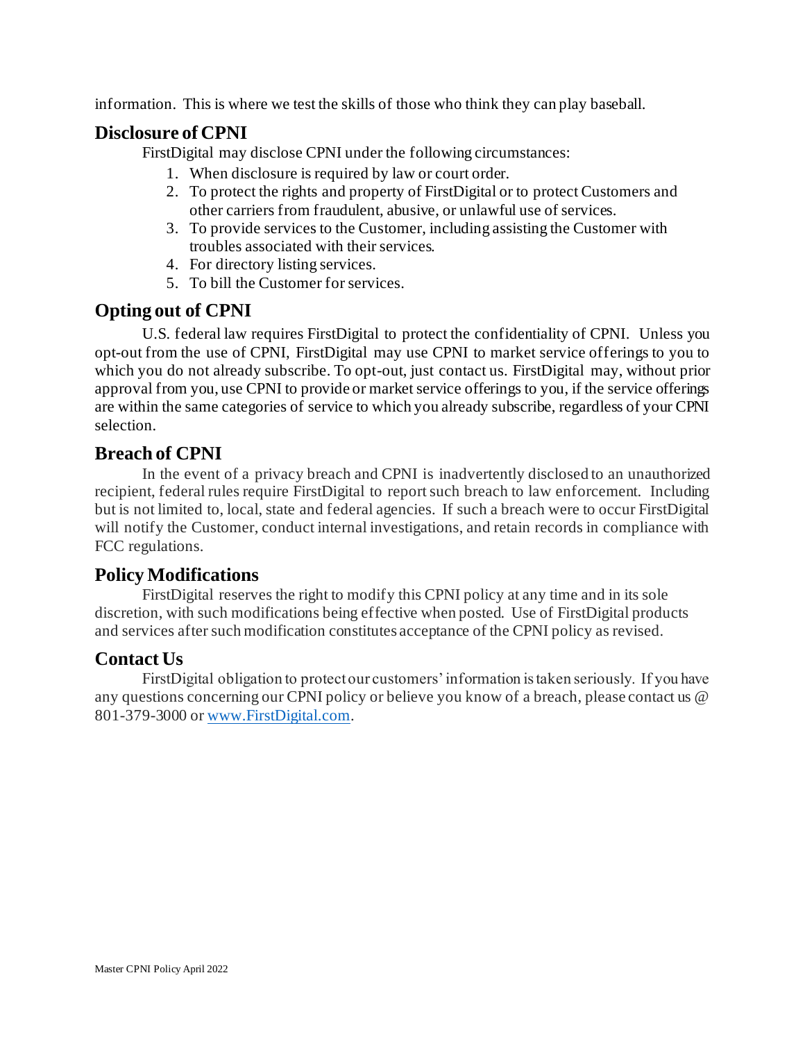information. This is where we test the skills of those who think they can play baseball.

## Disclosure of CPNI

FirstDigital may disclose CPNI under the following circumstances:

1. When disclosure is required by law or court order.
2. To protect the rights and property of FirstDigital or to protect Customers and other carriers from fraudulent, abusive, or unlawful use of services.
3. To provide services to the Customer, including assisting the Customer with troubles associated with their services.
4. For directory listing services.
5. To bill the Customer for services.

## Opting out of CPNI

U.S. federal law requires FirstDigital to protect the confidentiality of CPNI. Unless you opt-out from the use of CPNI, FirstDigital may use CPNI to market service offerings to you to which you do not already subscribe. To opt-out, just contact us. FirstDigital may, without prior approval from you, use CPNI to provide or market service offerings to you, if the service offerings are within the same categories of service to which you already subscribe, regardless of your CPNI selection.

## Breach of CPNI

In the event of a privacy breach and CPNI is inadvertently disclosed to an unauthorized recipient, federal rules require FirstDigital to report such breach to law enforcement. Including but is not limited to, local, state and federal agencies. If such a breach were to occur FirstDigital will notify the Customer, conduct internal investigations, and retain records in compliance with FCC regulations.

## Policy Modifications

FirstDigital reserves the right to modify this CPNI policy at any time and in its sole discretion, with such modifications being effective when posted. Use of FirstDigital products and services after such modification constitutes acceptance of the CPNI policy as revised.

## Contact Us

FirstDigital obligation to protect our customers' information is taken seriously. If you have any questions concerning our CPNI policy or believe you know of a breach, please contact us @ 801-379-3000 or [www.FirstDigital.com](http://www.FirstDigital.com).

Master CPNI Policy April 2022